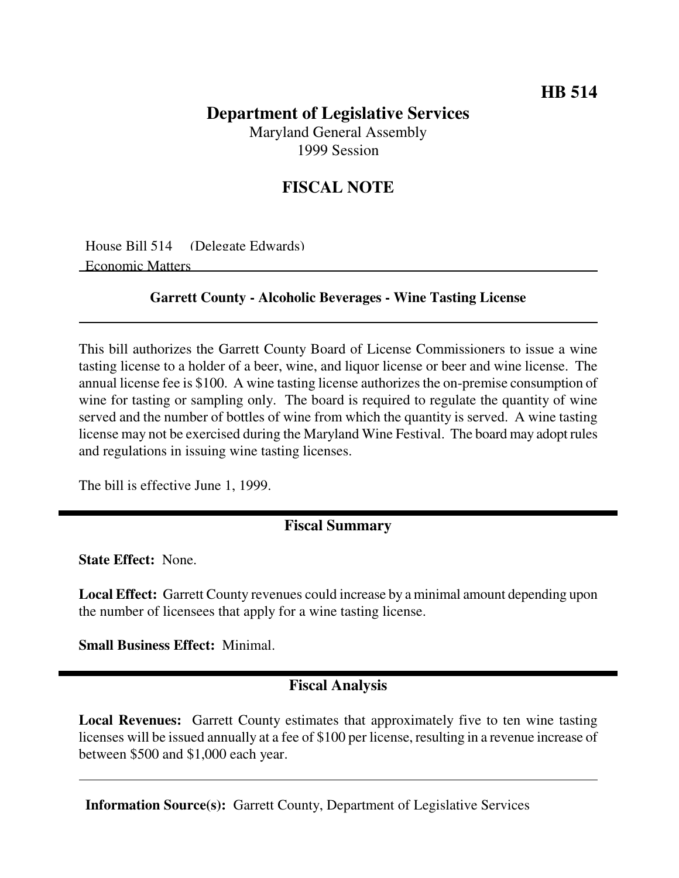HB 514

# Department of Legislative Services

Maryland General Assembly
1999 Session

## FISCAL NOTE

House Bill 514 (Delegate Edwards)
Economic Matters

### Garrett County - Alcoholic Beverages - Wine Tasting License

This bill authorizes the Garrett County Board of License Commissioners to issue a wine tasting license to a holder of a beer, wine, and liquor license or beer and wine license. The annual license fee is $100. A wine tasting license authorizes the on-premise consumption of wine for tasting or sampling only. The board is required to regulate the quantity of wine served and the number of bottles of wine from which the quantity is served. A wine tasting license may not be exercised during the Maryland Wine Festival. The board may adopt rules and regulations in issuing wine tasting licenses.

The bill is effective June 1, 1999.

## Fiscal Summary

**State Effect:** None.

**Local Effect:** Garrett County revenues could increase by a minimal amount depending upon the number of licensees that apply for a wine tasting license.

**Small Business Effect:** Minimal.

## Fiscal Analysis

**Local Revenues:** Garrett County estimates that approximately five to ten wine tasting licenses will be issued annually at a fee of $100 per license, resulting in a revenue increase of between $500 and $1,000 each year.

**Information Source(s):** Garrett County, Department of Legislative Services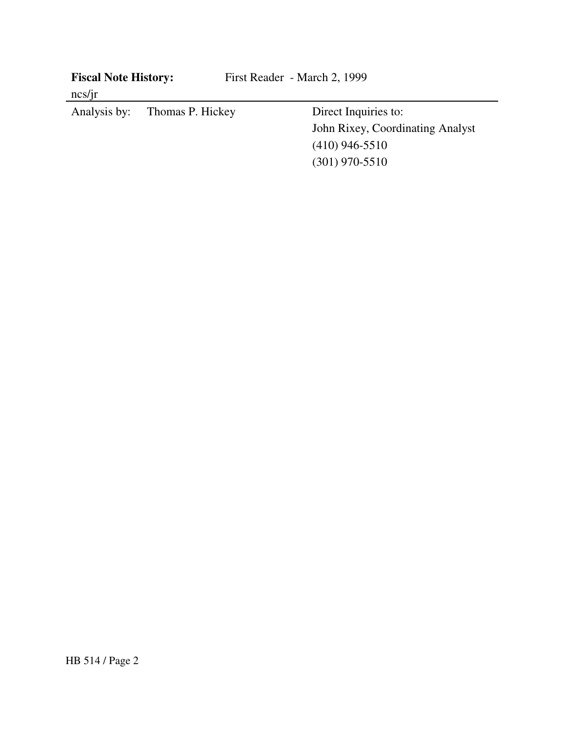**Fiscal Note History:** First Reader - March 2, 1999

ncs/jr

---

Analysis by: Thomas P. Hickey

Direct Inquiries to:
John Rixey, Coordinating Analyst
(410) 946-5510
(301) 970-5510